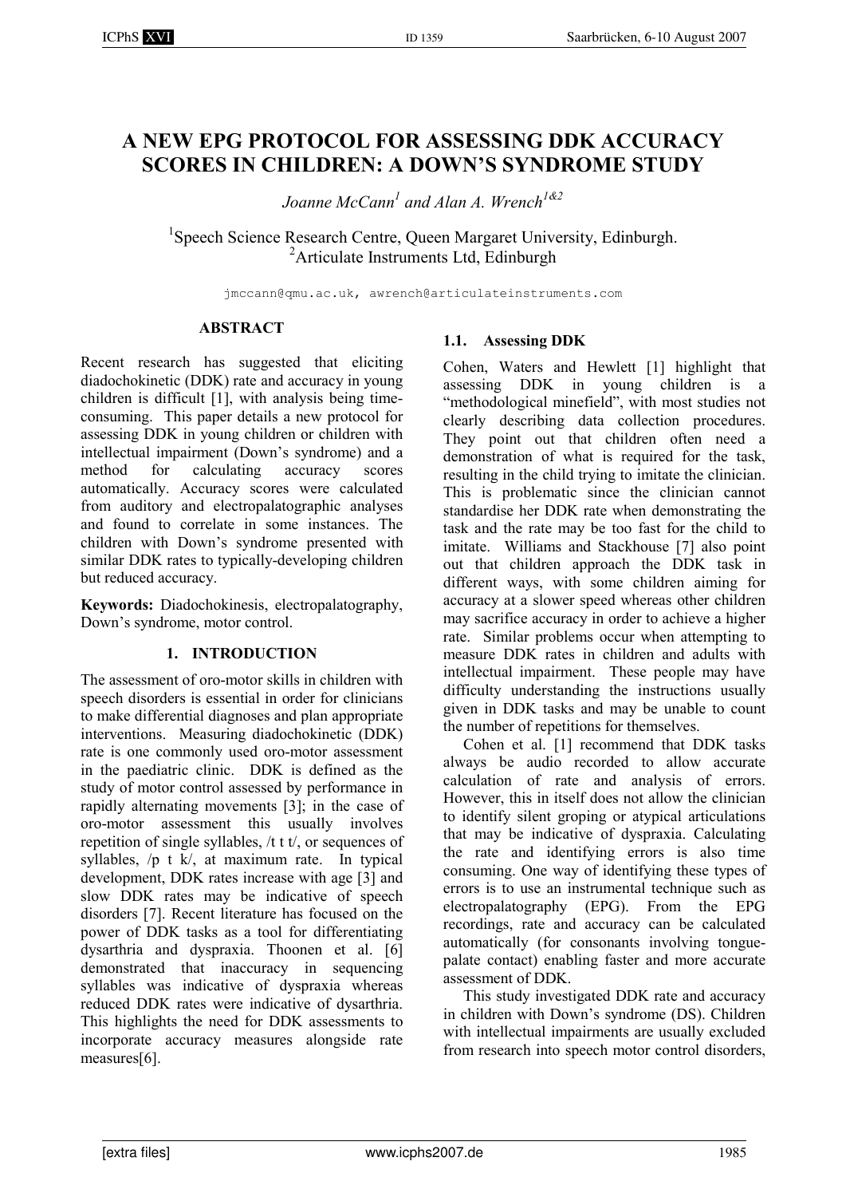# A NEW EPG PROTOCOL FOR ASSESSING DDK ACCURACY SCORES IN CHILDREN: A DOWN'S SYNDROME STUDY

*Joanne McCann[1] and Alan A. Wrench[1&2]*

[1]Speech Science Research Centre, Queen Margaret University, Edinburgh.
[2]Articulate Instruments Ltd, Edinburgh

jmccann@qmu.ac.uk, awrench@articulateinstruments.com

## ABSTRACT

Recent research has suggested that eliciting diadochokinetic (DDK) rate and accuracy in young children is difficult [1], with analysis being time-consuming. This paper details a new protocol for assessing DDK in young children or children with intellectual impairment (Down's syndrome) and a method for calculating accuracy scores automatically. Accuracy scores were calculated from auditory and electropalatographic analyses and found to correlate in some instances. The children with Down's syndrome presented with similar DDK rates to typically-developing children but reduced accuracy.

**Keywords:** Diadochokinesis, electropalatography, Down's syndrome, motor control.

## 1. INTRODUCTION

The assessment of oro-motor skills in children with speech disorders is essential in order for clinicians to make differential diagnoses and plan appropriate interventions. Measuring diadochokinetic (DDK) rate is one commonly used oro-motor assessment in the paediatric clinic. DDK is defined as the study of motor control assessed by performance in rapidly alternating movements [3]; in the case of oro-motor assessment this usually involves repetition of single syllables, /t t t/, or sequences of syllables, /p t k/, at maximum rate. In typical development, DDK rates increase with age [3] and slow DDK rates may be indicative of speech disorders [7]. Recent literature has focused on the power of DDK tasks as a tool for differentiating dysarthria and dyspraxia. Thoonen et al. [6] demonstrated that inaccuracy in sequencing syllables was indicative of dyspraxia whereas reduced DDK rates were indicative of dysarthria. This highlights the need for DDK assessments to incorporate accuracy measures alongside rate measures[6].

### 1.1. Assessing DDK

Cohen, Waters and Hewlett [1] highlight that assessing DDK in young children is a "methodological minefield", with most studies not clearly describing data collection procedures. They point out that children often need a demonstration of what is required for the task, resulting in the child trying to imitate the clinician. This is problematic since the clinician cannot standardise her DDK rate when demonstrating the task and the rate may be too fast for the child to imitate. Williams and Stackhouse [7] also point out that children approach the DDK task in different ways, with some children aiming for accuracy at a slower speed whereas other children may sacrifice accuracy in order to achieve a higher rate. Similar problems occur when attempting to measure DDK rates in children and adults with intellectual impairment. These people may have difficulty understanding the instructions usually given in DDK tasks and may be unable to count the number of repetitions for themselves.

Cohen et al. [1] recommend that DDK tasks always be audio recorded to allow accurate calculation of rate and analysis of errors. However, this in itself does not allow the clinician to identify silent groping or atypical articulations that may be indicative of dyspraxia. Calculating the rate and identifying errors is also time consuming. One way of identifying these types of errors is to use an instrumental technique such as electropalatography (EPG). From the EPG recordings, rate and accuracy can be calculated automatically (for consonants involving tongue-palate contact) enabling faster and more accurate assessment of DDK.

This study investigated DDK rate and accuracy in children with Down's syndrome (DS). Children with intellectual impairments are usually excluded from research into speech motor control disorders,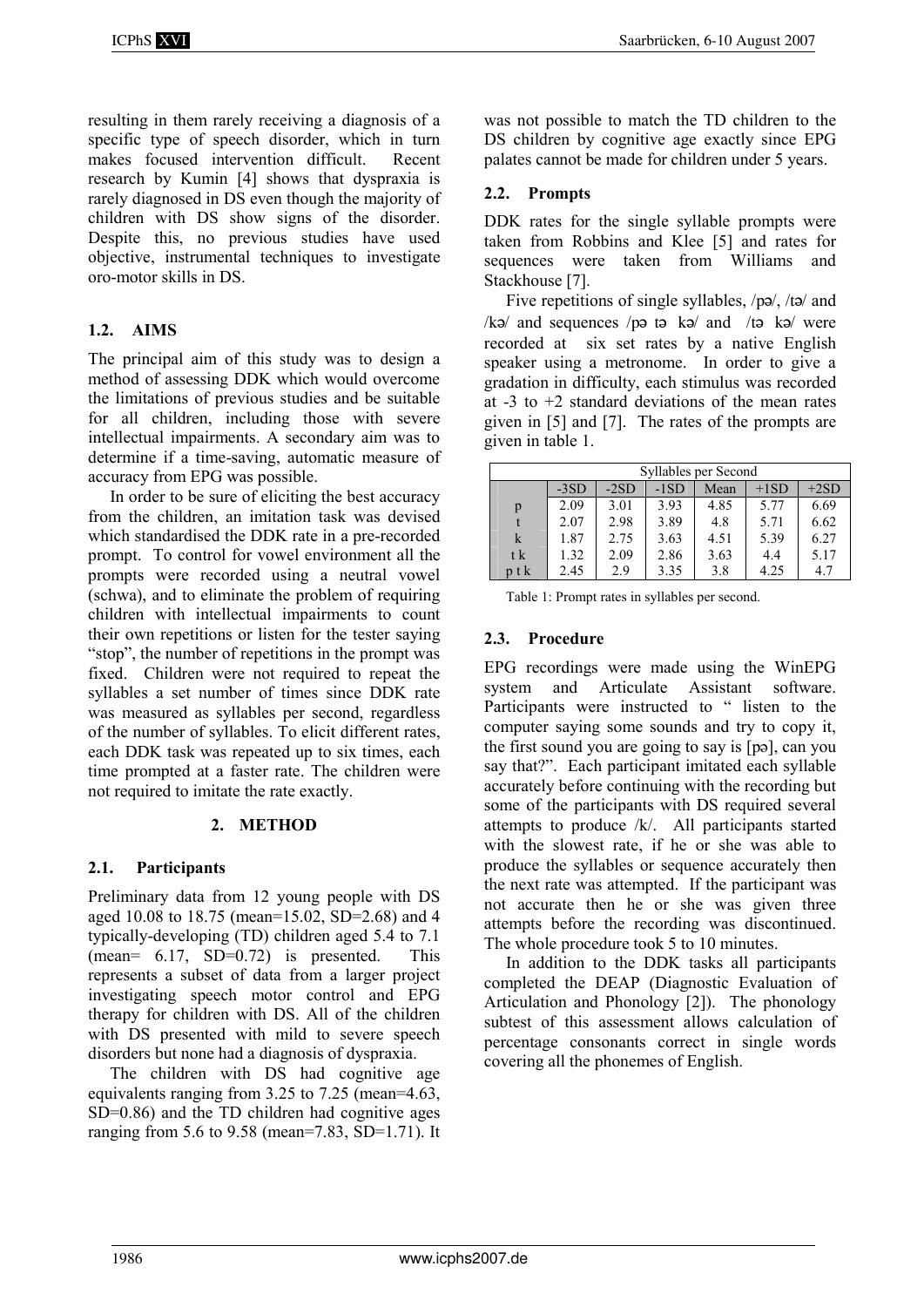resulting in them rarely receiving a diagnosis of a specific type of speech disorder, which in turn makes focused intervention difficult. Recent research by Kumin [4] shows that dyspraxia is rarely diagnosed in DS even though the majority of children with DS show signs of the disorder. Despite this, no previous studies have used objective, instrumental techniques to investigate oro-motor skills in DS.

### 1.2. AIMS

The principal aim of this study was to design a method of assessing DDK which would overcome the limitations of previous studies and be suitable for all children, including those with severe intellectual impairments. A secondary aim was to determine if a time-saving, automatic measure of accuracy from EPG was possible.

In order to be sure of eliciting the best accuracy from the children, an imitation task was devised which standardised the DDK rate in a pre-recorded prompt. To control for vowel environment all the prompts were recorded using a neutral vowel (schwa), and to eliminate the problem of requiring children with intellectual impairments to count their own repetitions or listen for the tester saying "stop", the number of repetitions in the prompt was fixed. Children were not required to repeat the syllables a set number of times since DDK rate was measured as syllables per second, regardless of the number of syllables. To elicit different rates, each DDK task was repeated up to six times, each time prompted at a faster rate. The children were not required to imitate the rate exactly.

## 2. METHOD

### 2.1. Participants

Preliminary data from 12 young people with DS aged 10.08 to 18.75 (mean=15.02, SD=2.68) and 4 typically-developing (TD) children aged 5.4 to 7.1 (mean= 6.17, SD=0.72) is presented. This represents a subset of data from a larger project investigating speech motor control and EPG therapy for children with DS. All of the children with DS presented with mild to severe speech disorders but none had a diagnosis of dyspraxia.

The children with DS had cognitive age equivalents ranging from 3.25 to 7.25 (mean=4.63, SD=0.86) and the TD children had cognitive ages ranging from 5.6 to 9.58 (mean=7.83, SD=1.71). It was not possible to match the TD children to the DS children by cognitive age exactly since EPG palates cannot be made for children under 5 years.

### 2.2. Prompts

DDK rates for the single syllable prompts were taken from Robbins and Klee [5] and rates for sequences were taken from Williams and Stackhouse [7].

Five repetitions of single syllables, /pə/, /tə/ and /kə/ and sequences /pə tə kə/ and /tə kə/ were recorded at six set rates by a native English speaker using a metronome. In order to give a gradation in difficulty, each stimulus was recorded at -3 to +2 standard deviations of the mean rates given in [5] and [7]. The rates of the prompts are given in table 1.

| | Syllables per Second | | | | | |
|---|---|---|---|---|---|---|
| | -3SD | -2SD | -1SD | Mean | +1SD | +2SD |
| p | 2.09 | 3.01 | 3.93 | 4.85 | 5.77 | 6.69 |
| t | 2.07 | 2.98 | 3.89 | 4.8 | 5.71 | 6.62 |
| k | 1.87 | 2.75 | 3.63 | 4.51 | 5.39 | 6.27 |
| t k | 1.32 | 2.09 | 2.86 | 3.63 | 4.4 | 5.17 |
| p t k | 2.45 | 2.9 | 3.35 | 3.8 | 4.25 | 4.7 |

Table 1: Prompt rates in syllables per second.

### 2.3. Procedure

EPG recordings were made using the WinEPG system and Articulate Assistant software. Participants were instructed to " listen to the computer saying some sounds and try to copy it, the first sound you are going to say is [pə], can you say that?". Each participant imitated each syllable accurately before continuing with the recording but some of the participants with DS required several attempts to produce /k/. All participants started with the slowest rate, if he or she was able to produce the syllables or sequence accurately then the next rate was attempted. If the participant was not accurate then he or she was given three attempts before the recording was discontinued. The whole procedure took 5 to 10 minutes.

In addition to the DDK tasks all participants completed the DEAP (Diagnostic Evaluation of Articulation and Phonology [2]). The phonology subtest of this assessment allows calculation of percentage consonants correct in single words covering all the phonemes of English.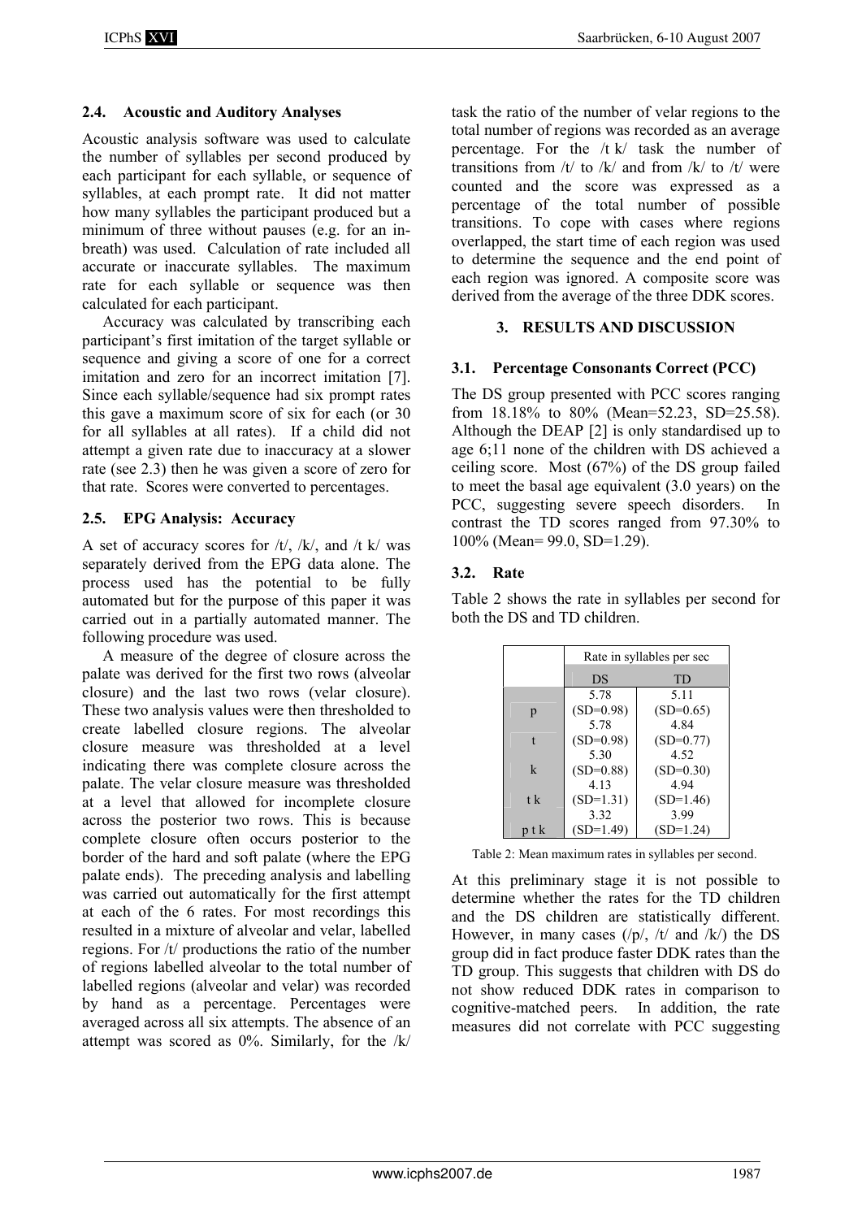### 2.4. Acoustic and Auditory Analyses

Acoustic analysis software was used to calculate the number of syllables per second produced by each participant for each syllable, or sequence of syllables, at each prompt rate. It did not matter how many syllables the participant produced but a minimum of three without pauses (e.g. for an in-breath) was used. Calculation of rate included all accurate or inaccurate syllables. The maximum rate for each syllable or sequence was then calculated for each participant.

Accuracy was calculated by transcribing each participant's first imitation of the target syllable or sequence and giving a score of one for a correct imitation and zero for an incorrect imitation [7]. Since each syllable/sequence had six prompt rates this gave a maximum score of six for each (or 30 for all syllables at all rates). If a child did not attempt a given rate due to inaccuracy at a slower rate (see 2.3) then he was given a score of zero for that rate. Scores were converted to percentages.

### 2.5. EPG Analysis: Accuracy

A set of accuracy scores for /t/, /k/, and /t k/ was separately derived from the EPG data alone. The process used has the potential to be fully automated but for the purpose of this paper it was carried out in a partially automated manner. The following procedure was used.

A measure of the degree of closure across the palate was derived for the first two rows (alveolar closure) and the last two rows (velar closure). These two analysis values were then thresholded to create labelled closure regions. The alveolar closure measure was thresholded at a level indicating there was complete closure across the palate. The velar closure measure was thresholded at a level that allowed for incomplete closure across the posterior two rows. This is because complete closure often occurs posterior to the border of the hard and soft palate (where the EPG palate ends). The preceding analysis and labelling was carried out automatically for the first attempt at each of the 6 rates. For most recordings this resulted in a mixture of alveolar and velar, labelled regions. For /t/ productions the ratio of the number of regions labelled alveolar to the total number of labelled regions (alveolar and velar) was recorded by hand as a percentage. Percentages were averaged across all six attempts. The absence of an attempt was scored as 0%. Similarly, for the /k/ task the ratio of the number of velar regions to the total number of regions was recorded as an average percentage. For the /t k/ task the number of transitions from /t/ to /k/ and from /k/ to /t/ were counted and the score was expressed as a percentage of the total number of possible transitions. To cope with cases where regions overlapped, the start time of each region was used to determine the sequence and the end point of each region was ignored. A composite score was derived from the average of the three DDK scores.

## 3. RESULTS AND DISCUSSION

### 3.1. Percentage Consonants Correct (PCC)

The DS group presented with PCC scores ranging from 18.18% to 80% (Mean=52.23, SD=25.58). Although the DEAP [2] is only standardised up to age 6;11 none of the children with DS achieved a ceiling score. Most (67%) of the DS group failed to meet the basal age equivalent (3.0 years) on the PCC, suggesting severe speech disorders. In contrast the TD scores ranged from 97.30% to 100% (Mean= 99.0, SD=1.29).

### 3.2. Rate

Table 2 shows the rate in syllables per second for both the DS and TD children.

| | Rate in syllables per sec | |
|---|---|---|
| | DS | TD |
| p | 5.78 (SD=0.98) | 5.11 (SD=0.65) |
| t | 5.78 (SD=0.98) | 4.84 (SD=0.77) |
| k | 5.30 (SD=0.88) | 4.52 (SD=0.30) |
| t k | 4.13 (SD=1.31) | 4.94 (SD=1.46) |
| p t k | 3.32 (SD=1.49) | 3.99 (SD=1.24) |

Table 2: Mean maximum rates in syllables per second.

At this preliminary stage it is not possible to determine whether the rates for the TD children and the DS children are statistically different. However, in many cases (/p/, /t/ and /k/) the DS group did in fact produce faster DDK rates than the TD group. This suggests that children with DS do not show reduced DDK rates in comparison to cognitive-matched peers. In addition, the rate measures did not correlate with PCC suggesting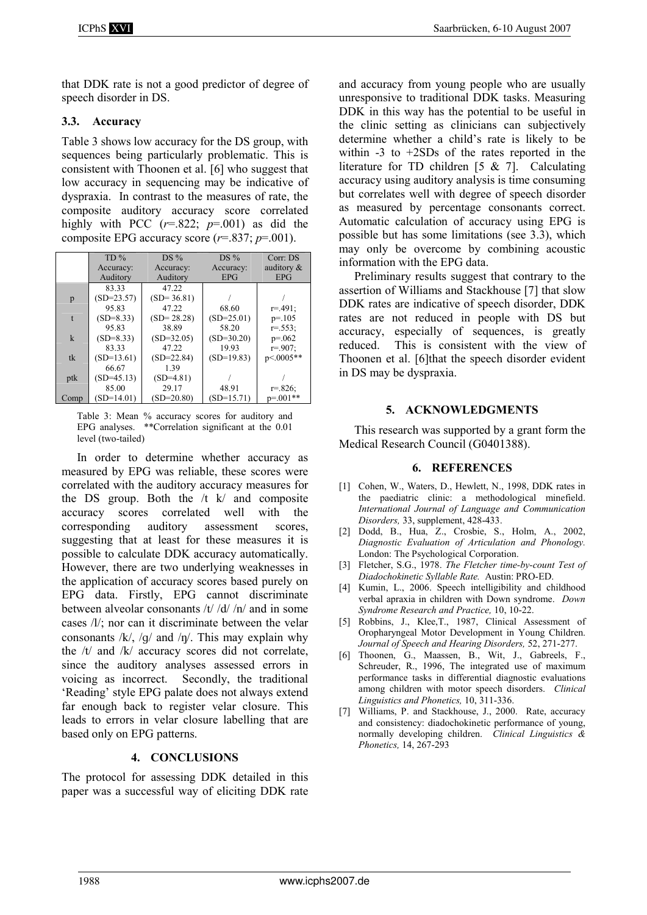that DDK rate is not a good predictor of degree of speech disorder in DS.

### 3.3. Accuracy

Table 3 shows low accuracy for the DS group, with sequences being particularly problematic. This is consistent with Thoonen et al. [6] who suggest that low accuracy in sequencing may be indicative of dyspraxia. In contrast to the measures of rate, the composite auditory accuracy score correlated highly with PCC ($r$=.822; $p$=.001) as did the composite EPG accuracy score ($r$=.837; $p$=.001).

| | TD % Accuracy: Auditory | DS % Accuracy: Auditory | DS % Accuracy: EPG | Corr: DS auditory & EPG |
|---|---|---|---|---|
| p | 83.33 (SD=23.57) | 47.22 (SD= 36.81) | / | / |
| t | 95.83 (SD=8.33) | 47.22 (SD= 28.28) | 68.60 (SD=25.01) | r=.491; p=.105 |
| k | 95.83 (SD=8.33) | 38.89 (SD=32.05) | 58.20 (SD=30.20) | r=.553; p=.062 |
| tk | 83.33 (SD=13.61) | 47.22 (SD=22.84) | 19.93 (SD=19.83) | r=.907; p<.0005** |
| ptk | 66.67 (SD=45.13) | 1.39 (SD=4.81) | / | / |
| Comp | 85.00 (SD=14.01) | 29.17 (SD=20.80) | 48.91 (SD=15.71) | r=.826; p=.001** |

Table 3: Mean % accuracy scores for auditory and EPG analyses. **Correlation significant at the 0.01 level (two-tailed)

In order to determine whether accuracy as measured by EPG was reliable, these scores were correlated with the auditory accuracy measures for the DS group. Both the /t k/ and composite accuracy scores correlated well with the corresponding auditory assessment scores, suggesting that at least for these measures it is possible to calculate DDK accuracy automatically. However, there are two underlying weaknesses in the application of accuracy scores based purely on EPG data. Firstly, EPG cannot discriminate between alveolar consonants /t/ /d/ /n/ and in some cases /l/; nor can it discriminate between the velar consonants /k/, /g/ and /ŋ/. This may explain why the /t/ and /k/ accuracy scores did not correlate, since the auditory analyses assessed errors in voicing as incorrect. Secondly, the traditional 'Reading' style EPG palate does not always extend far enough back to register velar closure. This leads to errors in velar closure labelling that are based only on EPG patterns.

## 4. CONCLUSIONS

The protocol for assessing DDK detailed in this paper was a successful way of eliciting DDK rate and accuracy from young people who are usually unresponsive to traditional DDK tasks. Measuring DDK in this way has the potential to be useful in the clinic setting as clinicians can subjectively determine whether a child's rate is likely to be within -3 to +2SDs of the rates reported in the literature for TD children [5 & 7]. Calculating accuracy using auditory analysis is time consuming but correlates well with degree of speech disorder as measured by percentage consonants correct. Automatic calculation of accuracy using EPG is possible but has some limitations (see 3.3), which may only be overcome by combining acoustic information with the EPG data.

Preliminary results suggest that contrary to the assertion of Williams and Stackhouse [7] that slow DDK rates are indicative of speech disorder, DDK rates are not reduced in people with DS but accuracy, especially of sequences, is greatly reduced. This is consistent with the view of Thoonen et al. [6]that the speech disorder evident in DS may be dyspraxia.

## 5. ACKNOWLEDGMENTS

This research was supported by a grant form the Medical Research Council (G0401388).

## 6. REFERENCES

[1] Cohen, W., Waters, D., Hewlett, N., 1998, DDK rates in the paediatric clinic: a methodological minefield. *International Journal of Language and Communication Disorders,* 33, supplement, 428-433.

[2] Dodd, B., Hua, Z., Crosbie, S., Holm, A., 2002, *Diagnostic Evaluation of Articulation and Phonology.* London: The Psychological Corporation.

[3] Fletcher, S.G., 1978. *The Fletcher time-by-count Test of Diadochokinetic Syllable Rate.* Austin: PRO-ED.

[4] Kumin, L., 2006. Speech intelligibility and childhood verbal apraxia in children with Down syndrome. *Down Syndrome Research and Practice,* 10, 10-22.

[5] Robbins, J., Klee,T., 1987, Clinical Assessment of Oropharyngeal Motor Development in Young Children. *Journal of Speech and Hearing Disorders,* 52, 271-277.

[6] Thoonen, G., Maassen, B., Wit, J., Gabreels, F., Schreuder, R., 1996, The integrated use of maximum performance tasks in differential diagnostic evaluations among children with motor speech disorders. *Clinical Linguistics and Phonetics,* 10, 311-336.

[7] Williams, P. and Stackhouse, J., 2000. Rate, accuracy and consistency: diadochokinetic performance of young, normally developing children. *Clinical Linguistics & Phonetics,* 14, 267-293